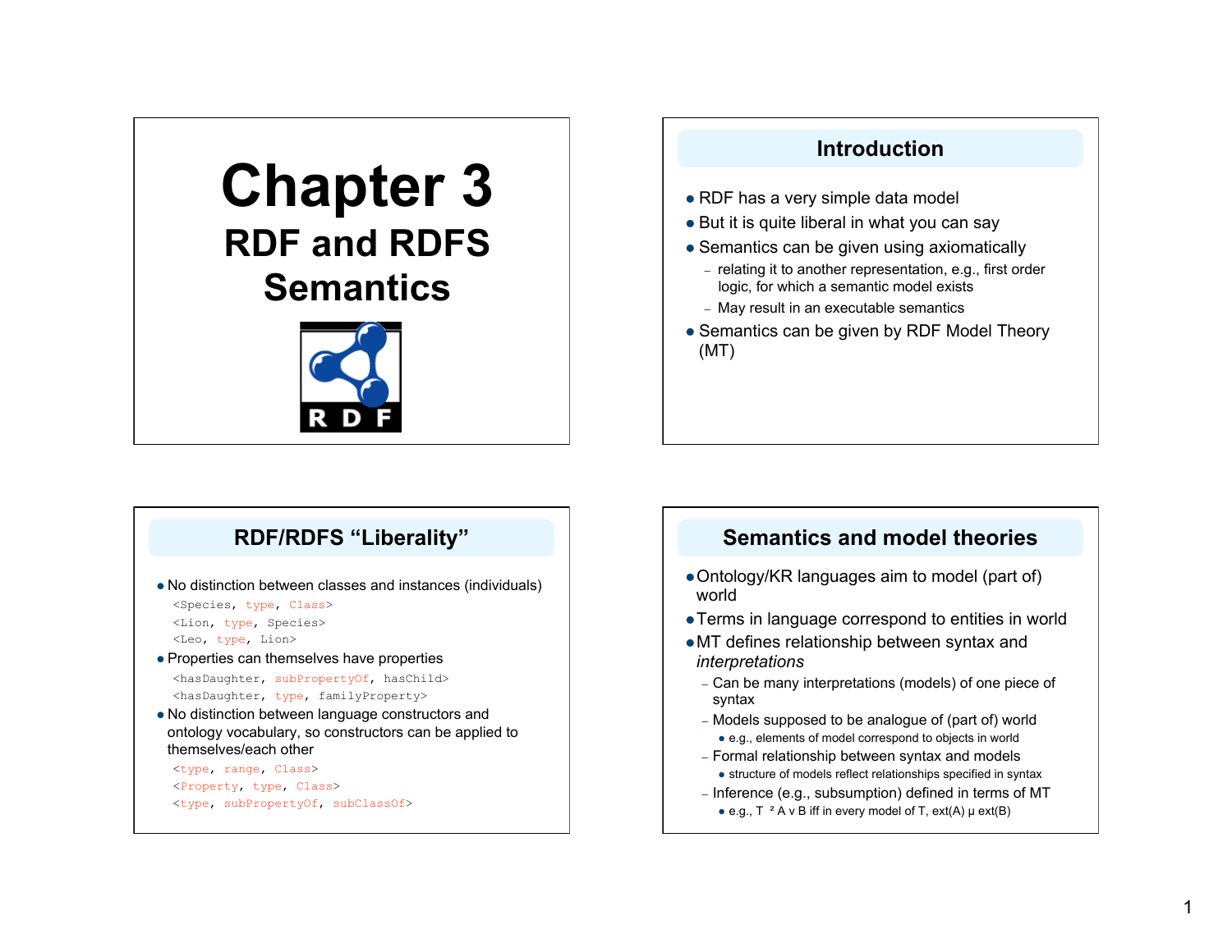# Chapter 3

## RDF and RDFS Semantics

## Introduction

- RDF has a very simple data model
- But it is quite liberal in what you can say
- Semantics can be given using axiomatically
  - relating it to another representation, e.g., first order logic, for which a semantic model exists
  - May result in an executable semantics
- Semantics can be given by RDF Model Theory (MT)

## RDF/RDFS "Liberality"

- No distinction between classes and instances (individuals)

```
<Species, type, Class>
<Lion, type, Species>
<Leo, type, Lion>
```

- Properties can themselves have properties

```
<hasDaughter, subPropertyOf, hasChild>
<hasDaughter, type, familyProperty>
```

- No distinction between language constructors and ontology vocabulary, so constructors can be applied to themselves/each other

```
<type, range, Class>
<Property, type, Class>
<type, subPropertyOf, subClassOf>
```

## Semantics and model theories

- Ontology/KR languages aim to model (part of) world
- Terms in language correspond to entities in world
- MT defines relationship between syntax and *interpretations*
  - Can be many interpretations (models) of one piece of syntax
  - Models supposed to be analogue of (part of) world
    - e.g., elements of model correspond to objects in world
  - Formal relationship between syntax and models
    - structure of models reflect relationships specified in syntax
  - Inference (e.g., subsumption) defined in terms of MT
    - e.g., T ² A v B iff in every model of T, ext(A) µ ext(B)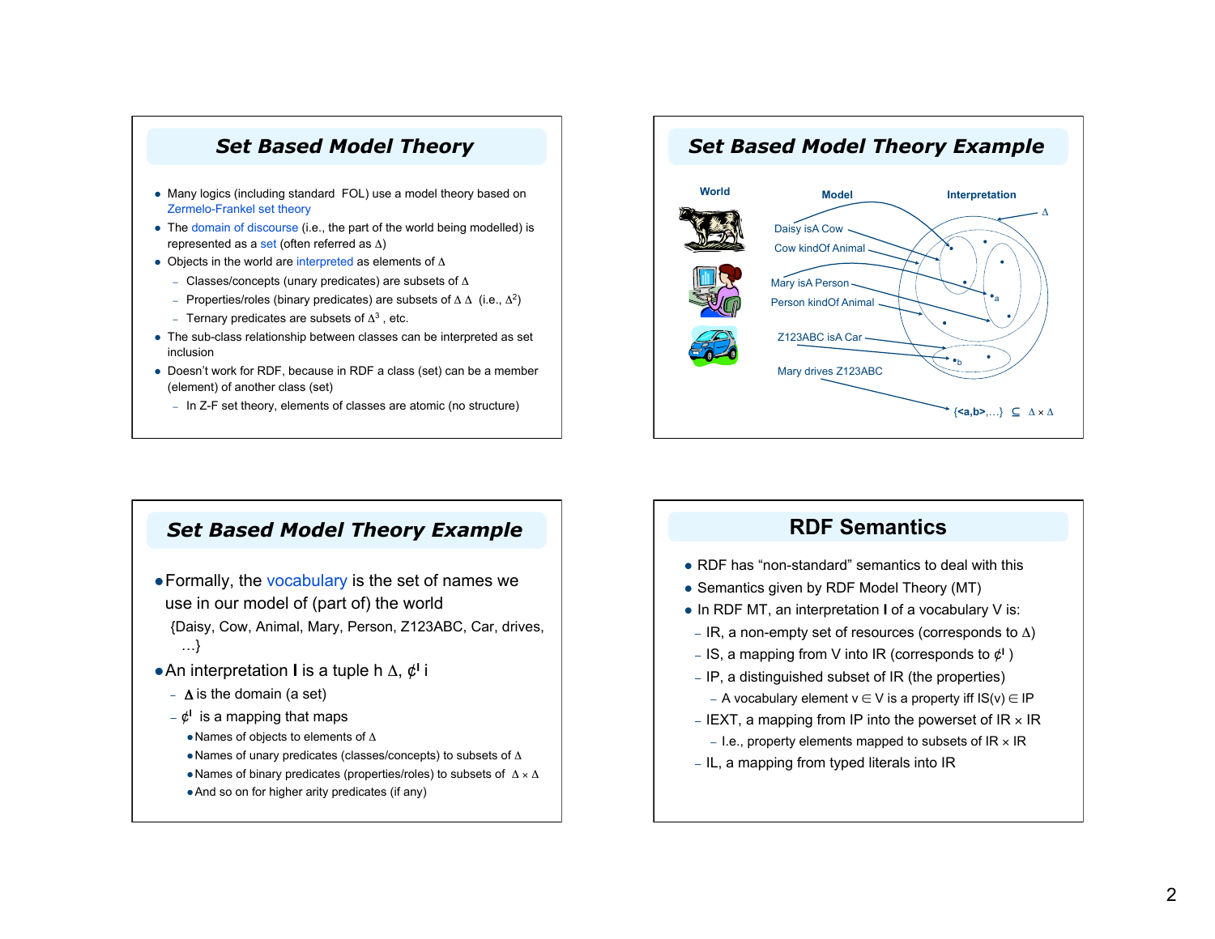## Set Based Model Theory

- Many logics (including standard FOL) use a model theory based on Zermelo-Frankel set theory
- The domain of discourse (i.e., the part of the world being modelled) is represented as a set (often referred as $\Delta$)
- Objects in the world are interpreted as elements of $\Delta$
  - Classes/concepts (unary predicates) are subsets of $\Delta$
  - Properties/roles (binary predicates) are subsets of $\Delta \times \Delta$ (i.e., $\Delta^2$)
  - Ternary predicates are subsets of $\Delta^3$, etc.
- The sub-class relationship between classes can be interpreted as set inclusion
- Doesn't work for RDF, because in RDF a class (set) can be a member (element) of another class (set)
  - In Z-F set theory, elements of classes are atomic (no structure)

## Set Based Model Theory Example

World | Model | Interpretation

- Daisy isA Cow
- Cow kindOf Animal
- Mary isA Person
- Person kindOf Animal
- Z123ABC isA Car
- Mary drives Z123ABC

$\Delta$

$\{\langle a,b\rangle,\ldots\} \subseteq \Delta \times \Delta$

## Set Based Model Theory Example

- Formally, the vocabulary is the set of names we use in our model of (part of) the world

  {Daisy, Cow, Animal, Mary, Person, Z123ABC, Car, drives, …}

- An interpretation **I** is a tuple $\langle \Delta, \cdot^{I} \rangle$
  - $\Delta$ is the domain (a set)
  - $\cdot^{I}$ is a mapping that maps
    - Names of objects to elements of $\Delta$
    - Names of unary predicates (classes/concepts) to subsets of $\Delta$
    - Names of binary predicates (properties/roles) to subsets of $\Delta \times \Delta$
    - And so on for higher arity predicates (if any)

## RDF Semantics

- RDF has "non-standard" semantics to deal with this
- Semantics given by RDF Model Theory (MT)
- In RDF MT, an interpretation **I** of a vocabulary V is:
  - IR, a non-empty set of resources (corresponds to $\Delta$)
  - IS, a mapping from V into IR (corresponds to $\cdot^{I}$)
  - IP, a distinguished subset of IR (the properties)
    - A vocabulary element $v \in V$ is a property iff $IS(v) \in IP$
  - IEXT, a mapping from IP into the powerset of IR $\times$ IR
    - I.e., property elements mapped to subsets of IR $\times$ IR
  - IL, a mapping from typed literals into IR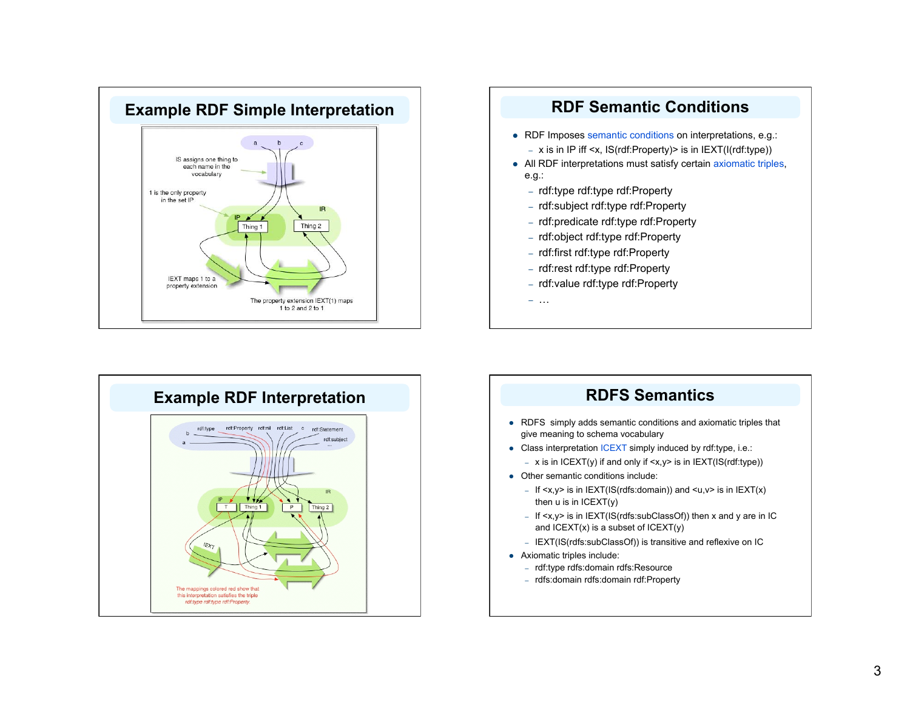## Example RDF Simple Interpretation

IS assigns one thing to each name in the vocabulary

1 is the only property in the set IP

IEXT maps 1 to a property extension

The property extension IEXT(1) maps 1 to 2 and 2 to 1

## RDF Semantic Conditions

- RDF Imposes semantic conditions on interpretations, e.g.:
  - x is in IP iff <x, IS(rdf:Property)> is in IEXT(I(rdf:type))
- All RDF interpretations must satisfy certain axiomatic triples, e.g.:
  - rdf:type rdf:type rdf:Property
  - rdf:subject rdf:type rdf:Property
  - rdf:predicate rdf:type rdf:Property
  - rdf:object rdf:type rdf:Property
  - rdf:first rdf:type rdf:Property
  - rdf:rest rdf:type rdf:Property
  - rdf:value rdf:type rdf:Property
  - …

## Example RDF Interpretation

The mappings colored red show that this interpretation satisfies the triple *rdf:type rdf:type rdf:Property*

## RDFS Semantics

- RDFS simply adds semantic conditions and axiomatic triples that give meaning to schema vocabulary
- Class interpretation ICEXT simply induced by rdf:type, i.e.:
  - x is in ICEXT(y) if and only if <x,y> is in IEXT(IS(rdf:type))
- Other semantic conditions include:
  - If <x,y> is in IEXT(IS(rdfs:domain)) and <u,v> is in IEXT(x) then u is in ICEXT(y)
  - If <x,y> is in IEXT(IS(rdfs:subClassOf)) then x and y are in IC and ICEXT(x) is a subset of ICEXT(y)
  - IEXT(IS(rdfs:subClassOf)) is transitive and reflexive on IC
- Axiomatic triples include:
  - rdf:type rdfs:domain rdfs:Resource
  - rdfs:domain rdfs:domain rdf:Property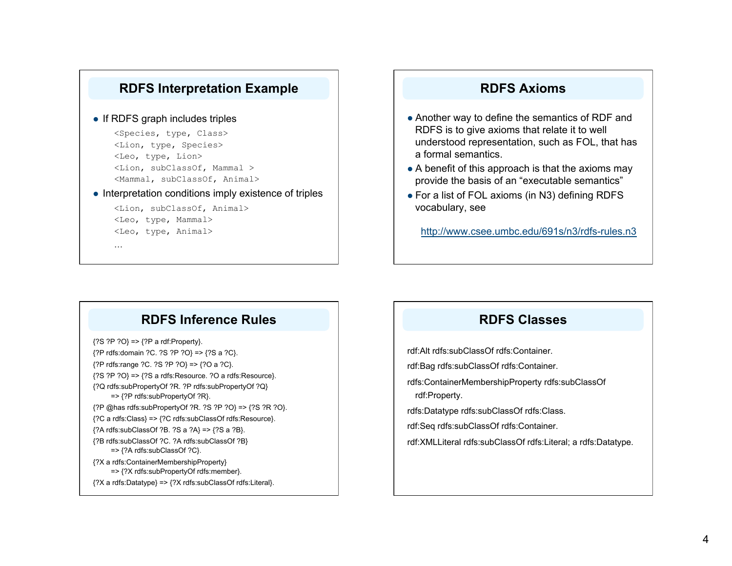## RDFS Interpretation Example

- If RDFS graph includes triples

```
<Species, type, Class>
<Lion, type, Species>
<Leo, type, Lion>
<Lion, subClassOf, Mammal >
<Mammal, subClassOf, Animal>
```

- Interpretation conditions imply existence of triples

```
<Lion, subClassOf, Animal>
<Leo, type, Mammal>
<Leo, type, Animal>
…
```

## RDFS Axioms

- Another way to define the semantics of RDF and RDFS is to give axioms that relate it to well understood representation, such as FOL, that has a formal semantics.
- A benefit of this approach is that the axioms may provide the basis of an "executable semantics"
- For a list of FOL axioms (in N3) defining RDFS vocabulary, see

  http://www.csee.umbc.edu/691s/n3/rdfs-rules.n3

## RDFS Inference Rules

```
{?S ?P ?O} => {?P a rdf:Property}.
{?P rdfs:domain ?C. ?S ?P ?O} => {?S a ?C}.
{?P rdfs:range ?C. ?S ?P ?O} => {?O a ?C}.
{?S ?P ?O} => {?S a rdfs:Resource. ?O a rdfs:Resource}.
{?Q rdfs:subPropertyOf ?R. ?P rdfs:subPropertyOf ?Q}
    => {?P rdfs:subPropertyOf ?R}.
{?P @has rdfs:subPropertyOf ?R. ?S ?P ?O} => {?S ?R ?O}.
{?C a rdfs:Class} => {?C rdfs:subClassOf rdfs:Resource}.
{?A rdfs:subClassOf ?B. ?S a ?A} => {?S a ?B}.
{?B rdfs:subClassOf ?C. ?A rdfs:subClassOf ?B}
    => {?A rdfs:subClassOf ?C}.
{?X a rdfs:ContainerMembershipProperty}
    => {?X rdfs:subPropertyOf rdfs:member}.
{?X a rdfs:Datatype} => {?X rdfs:subClassOf rdfs:Literal}.
```

## RDFS Classes

```
rdf:Alt rdfs:subClassOf rdfs:Container.
rdf:Bag rdfs:subClassOf rdfs:Container.
rdfs:ContainerMembershipProperty rdfs:subClassOf
  rdf:Property.
rdfs:Datatype rdfs:subClassOf rdfs:Class.
rdf:Seq rdfs:subClassOf rdfs:Container.
rdf:XMLLiteral rdfs:subClassOf rdfs:Literal; a rdfs:Datatype.
```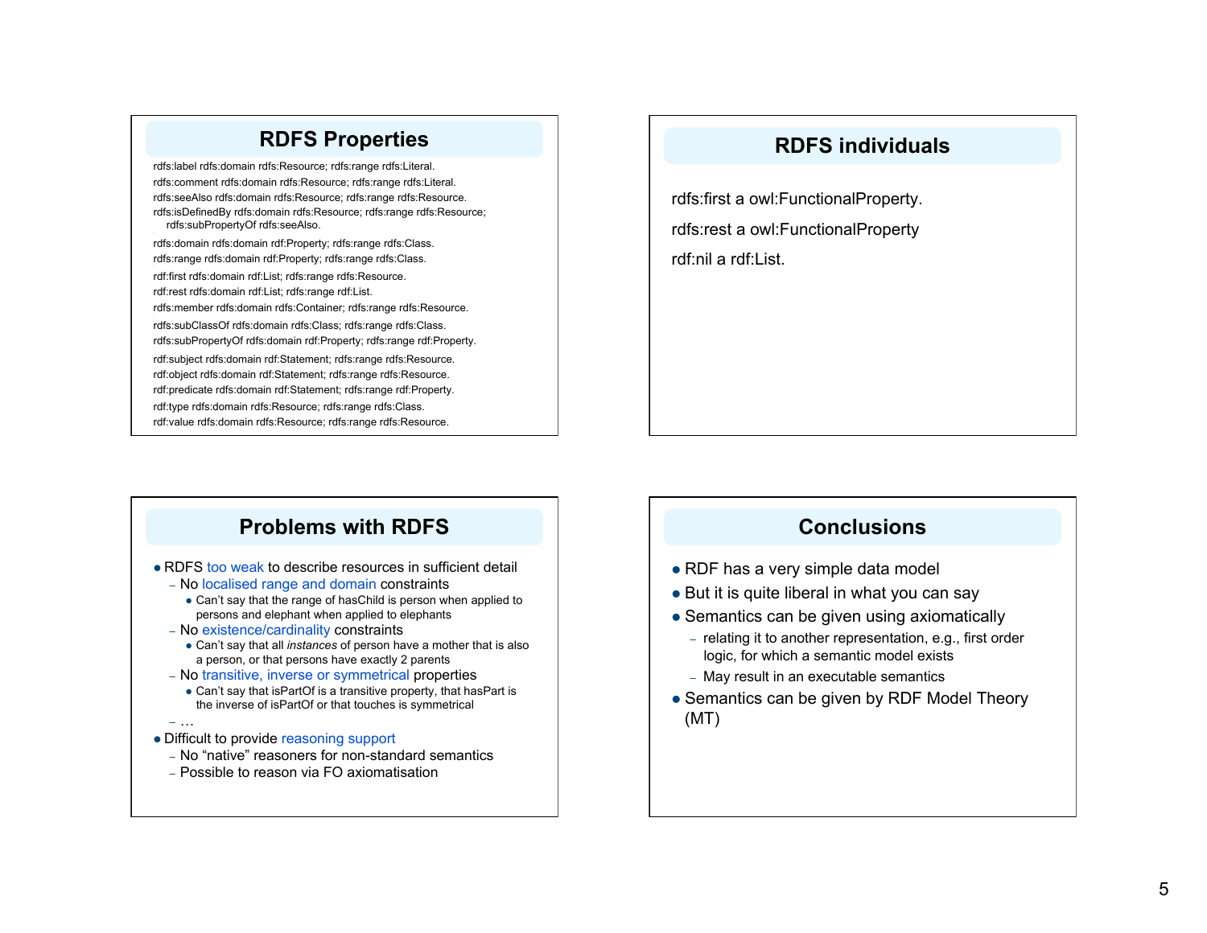## RDFS Properties

rdfs:label rdfs:domain rdfs:Resource; rdfs:range rdfs:Literal.
rdfs:comment rdfs:domain rdfs:Resource; rdfs:range rdfs:Literal.
rdfs:seeAlso rdfs:domain rdfs:Resource; rdfs:range rdfs:Resource.
rdfs:isDefinedBy rdfs:domain rdfs:Resource; rdfs:range rdfs:Resource;
  rdfs:subPropertyOf rdfs:seeAlso.
rdfs:domain rdfs:domain rdf:Property; rdfs:range rdfs:Class.
rdfs:range rdfs:domain rdf:Property; rdfs:range rdfs:Class.
rdf:first rdfs:domain rdf:List; rdfs:range rdfs:Resource.
rdf:rest rdfs:domain rdf:List; rdfs:range rdf:List.
rdfs:member rdfs:domain rdfs:Container; rdfs:range rdfs:Resource.
rdfs:subClassOf rdfs:domain rdfs:Class; rdfs:range rdfs:Class.
rdfs:subPropertyOf rdfs:domain rdf:Property; rdfs:range rdf:Property.
rdf:subject rdfs:domain rdf:Statement; rdfs:range rdfs:Resource.
rdf:object rdfs:domain rdf:Statement; rdfs:range rdfs:Resource.
rdf:predicate rdfs:domain rdf:Statement; rdfs:range rdf:Property.
rdf:type rdfs:domain rdfs:Resource; rdfs:range rdfs:Class.
rdf:value rdfs:domain rdfs:Resource; rdfs:range rdfs:Resource.

## RDFS individuals

rdfs:first a owl:FunctionalProperty.

rdfs:rest a owl:FunctionalProperty

rdf:nil a rdf:List.

## Problems with RDFS

- RDFS too weak to describe resources in sufficient detail
  - No localised range and domain constraints
    - Can't say that the range of hasChild is person when applied to persons and elephant when applied to elephants
  - No existence/cardinality constraints
    - Can't say that all *instances* of person have a mother that is also a person, or that persons have exactly 2 parents
  - No transitive, inverse or symmetrical properties
    - Can't say that isPartOf is a transitive property, that hasPart is the inverse of isPartOf or that touches is symmetrical
  - …
- Difficult to provide reasoning support
  - No "native" reasoners for non-standard semantics
  - Possible to reason via FO axiomatisation

## Conclusions

- RDF has a very simple data model
- But it is quite liberal in what you can say
- Semantics can be given using axiomatically
  - relating it to another representation, e.g., first order logic, for which a semantic model exists
  - May result in an executable semantics
- Semantics can be given by RDF Model Theory (MT)